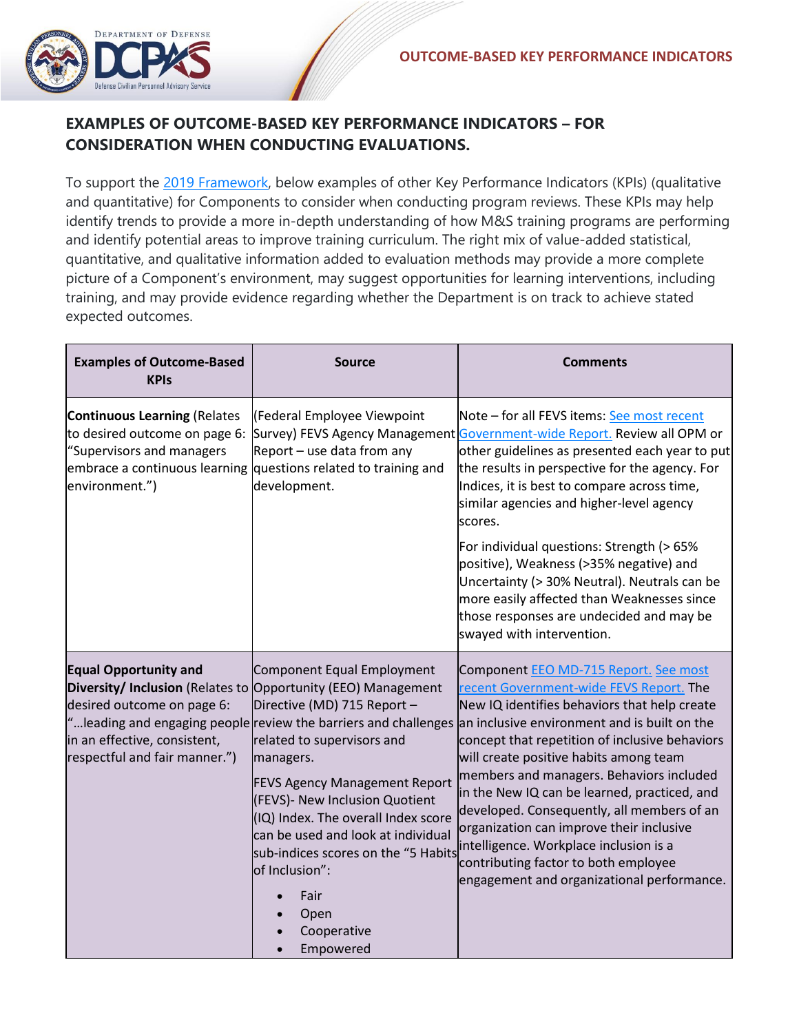## EXAMPLES OF OUTCOME-BASED KEY PERFORMANCE INDICATORS – FOR CONSIDERATION WHEN CONDUCTING EVALUATIONS.

To support the 2019 Framework, below examples of other Key Performance Indicators (KPIs) (qualitative and quantitative) for Components to consider when conducting program reviews. These KPIs may help identify trends to provide a more in-depth understanding of how M&S training programs are performing and identify potential areas to improve training curriculum. The right mix of value-added statistical, quantitative, and qualitative information added to evaluation methods may provide a more complete picture of a Component's environment, may suggest opportunities for learning interventions, including training, and may provide evidence regarding whether the Department is on track to achieve stated expected outcomes.

| Examples of Outcome-Based KPIs | Source | Comments |
| --- | --- | --- |
| **Continuous Learning** (Relates to desired outcome on page 6: "Supervisors and managers embrace a continuous learning environment.") | (Federal Employee Viewpoint Survey) FEVS Agency Management Report – use data from any questions related to training and development. | Note – for all FEVS items: See most recent Government-wide Report. Review all OPM or other guidelines as presented each year to put the results in perspective for the agency. For Indices, it is best to compare across time, similar agencies and higher-level agency scores.<br><br>For individual questions: Strength (> 65% positive), Weakness (>35% negative) and Uncertainty (> 30% Neutral). Neutrals can be more easily affected than Weaknesses since those responses are undecided and may be swayed with intervention. |
| **Equal Opportunity and Diversity/ Inclusion** (Relates to desired outcome on page 6: "…leading and engaging people in an effective, consistent, respectful and fair manner.") | Component Equal Employment Opportunity (EEO) Management Directive (MD) 715 Report – review the barriers and challenges related to supervisors and managers.<br><br>FEVS Agency Management Report (FEVS)- New Inclusion Quotient (IQ) Index. The overall Index score can be used and look at individual sub-indices scores on the "5 Habits of Inclusion":<br>• Fair<br>• Open<br>• Cooperative<br>• Empowered | Component EEO MD-715 Report. See most recent Government-wide FEVS Report. The New IQ identifies behaviors that help create an inclusive environment and is built on the concept that repetition of inclusive behaviors will create positive habits among team members and managers. Behaviors included in the New IQ can be learned, practiced, and developed. Consequently, all members of an organization can improve their inclusive intelligence. Workplace inclusion is a contributing factor to both employee engagement and organizational performance. |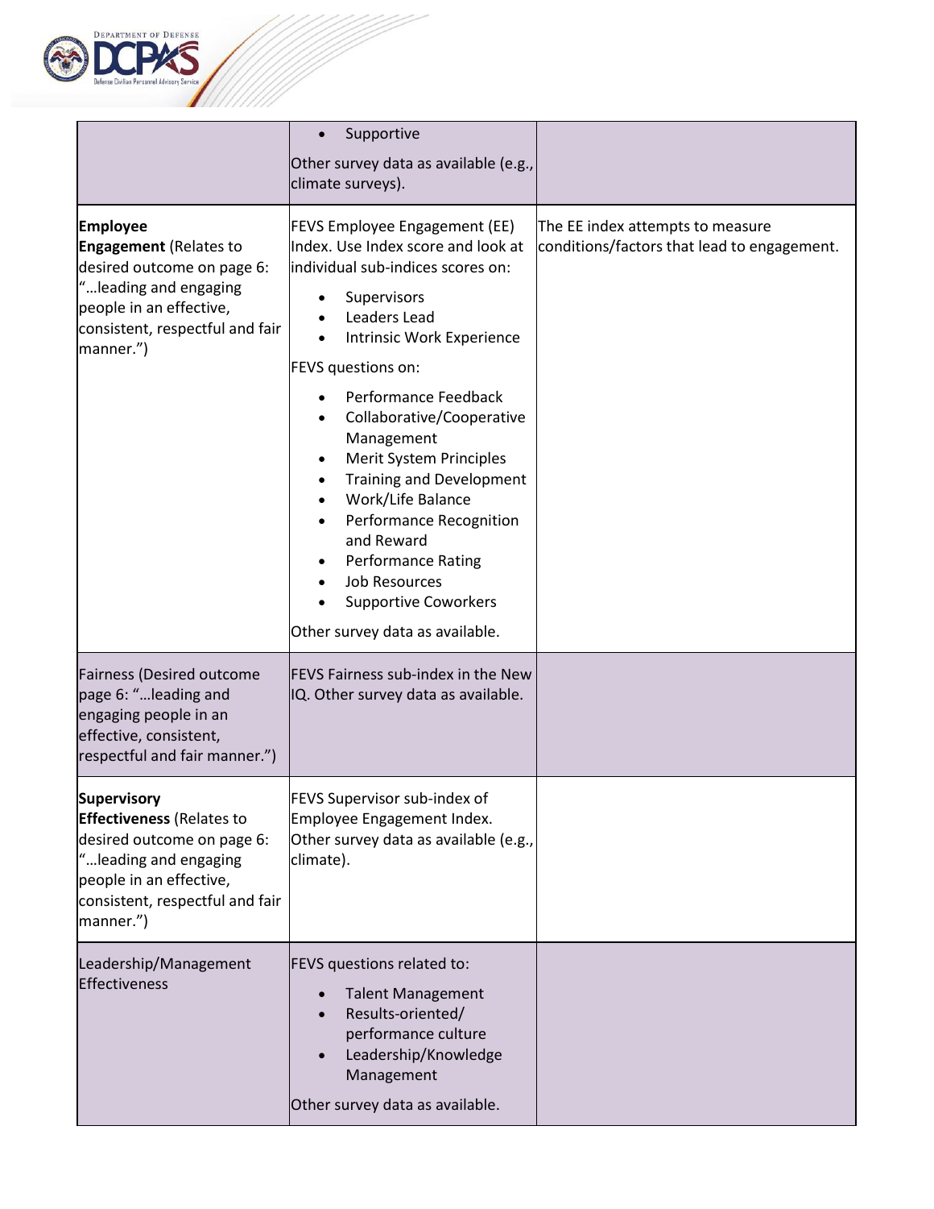| | | |
|---|---|---|
| | <ul><li>Supportive</li></ul>Other survey data as available (e.g., climate surveys). | |
| **Employee Engagement** (Relates to desired outcome on page 6: "…leading and engaging people in an effective, consistent, respectful and fair manner.") | FEVS Employee Engagement (EE) Index. Use Index score and look at individual sub-indices scores on:<ul><li>Supervisors</li><li>Leaders Lead</li><li>Intrinsic Work Experience</li></ul>FEVS questions on:<ul><li>Performance Feedback</li><li>Collaborative/Cooperative Management</li><li>Merit System Principles</li><li>Training and Development</li><li>Work/Life Balance</li><li>Performance Recognition and Reward</li><li>Performance Rating</li><li>Job Resources</li><li>Supportive Coworkers</li></ul>Other survey data as available. | The EE index attempts to measure conditions/factors that lead to engagement. |
| Fairness (Desired outcome page 6: "…leading and engaging people in an effective, consistent, respectful and fair manner.") | FEVS Fairness sub-index in the New IQ. Other survey data as available. | |
| **Supervisory Effectiveness** (Relates to desired outcome on page 6: "…leading and engaging people in an effective, consistent, respectful and fair manner.") | FEVS Supervisor sub-index of Employee Engagement Index. Other survey data as available (e.g., climate). | |
| Leadership/Management Effectiveness | FEVS questions related to:<ul><li>Talent Management</li><li>Results-oriented/ performance culture</li><li>Leadership/Knowledge Management</li></ul>Other survey data as available. | |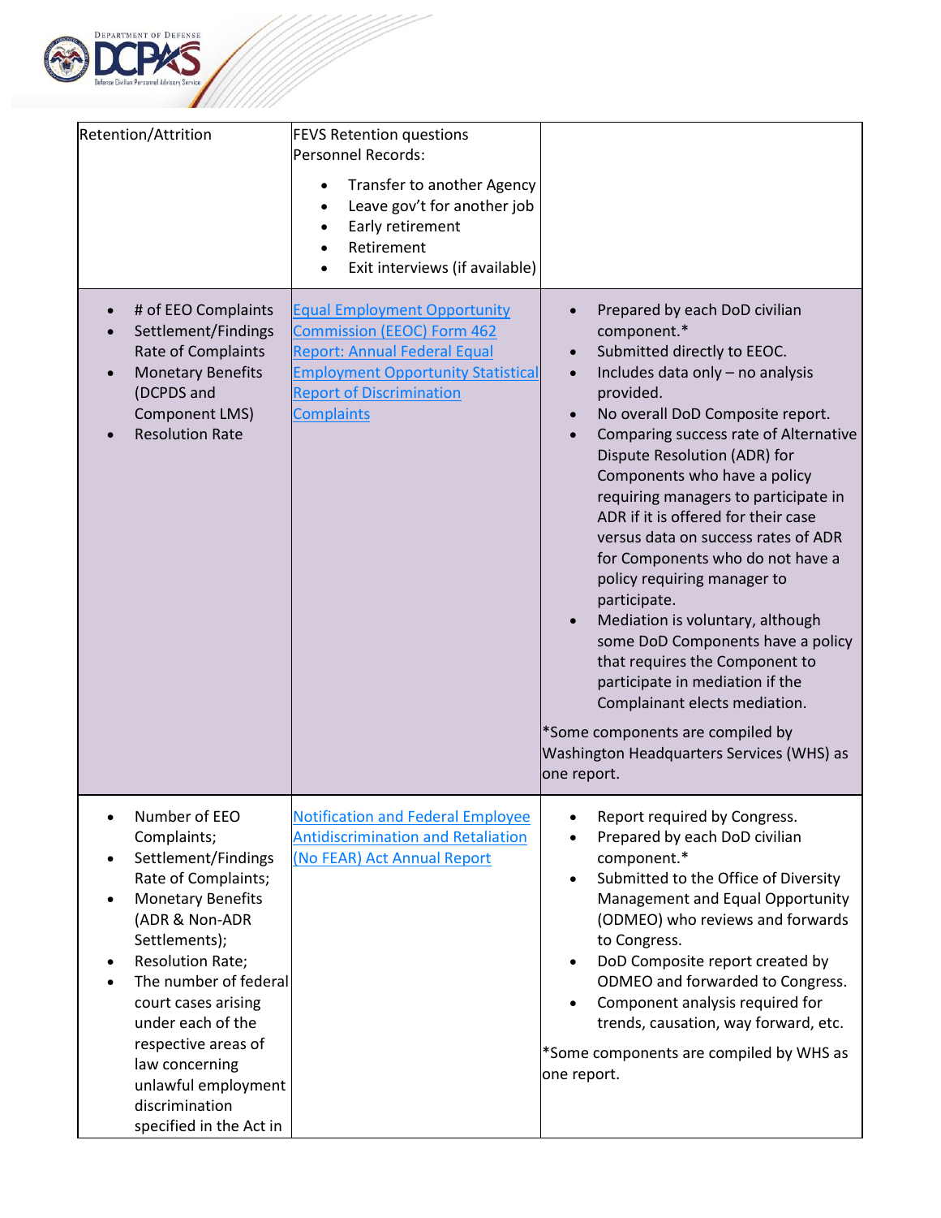| | | |
|---|---|---|
| Retention/Attrition | FEVS Retention questions<br>Personnel Records:<br>• Transfer to another Agency<br>• Leave gov't for another job<br>• Early retirement<br>• Retirement<br>• Exit interviews (if available) | |
| • # of EEO Complaints<br>• Settlement/Findings Rate of Complaints<br>• Monetary Benefits (DCPDS and Component LMS)<br>• Resolution Rate | [Equal Employment Opportunity Commission (EEOC) Form 462 Report: Annual Federal Equal Employment Opportunity Statistical Report of Discrimination Complaints]() | • Prepared by each DoD civilian component.*<br>• Submitted directly to EEOC.<br>• Includes data only – no analysis provided.<br>• No overall DoD Composite report.<br>• Comparing success rate of Alternative Dispute Resolution (ADR) for Components who have a policy requiring managers to participate in ADR if it is offered for their case versus data on success rates of ADR for Components who do not have a policy requiring manager to participate.<br>• Mediation is voluntary, although some DoD Components have a policy that requires the Component to participate in mediation if the Complainant elects mediation.<br><br>*Some components are compiled by Washington Headquarters Services (WHS) as one report. |
| • Number of EEO Complaints;<br>• Settlement/Findings Rate of Complaints;<br>• Monetary Benefits (ADR & Non-ADR Settlements);<br>• Resolution Rate;<br>• The number of federal court cases arising under each of the respective areas of law concerning unlawful employment discrimination specified in the Act in | [Notification and Federal Employee Antidiscrimination and Retaliation (No FEAR) Act Annual Report]() | • Report required by Congress.<br>• Prepared by each DoD civilian component.*<br>• Submitted to the Office of Diversity Management and Equal Opportunity (ODMEO) who reviews and forwards to Congress.<br>• DoD Composite report created by ODMEO and forwarded to Congress.<br>• Component analysis required for trends, causation, way forward, etc.<br><br>*Some components are compiled by WHS as one report. |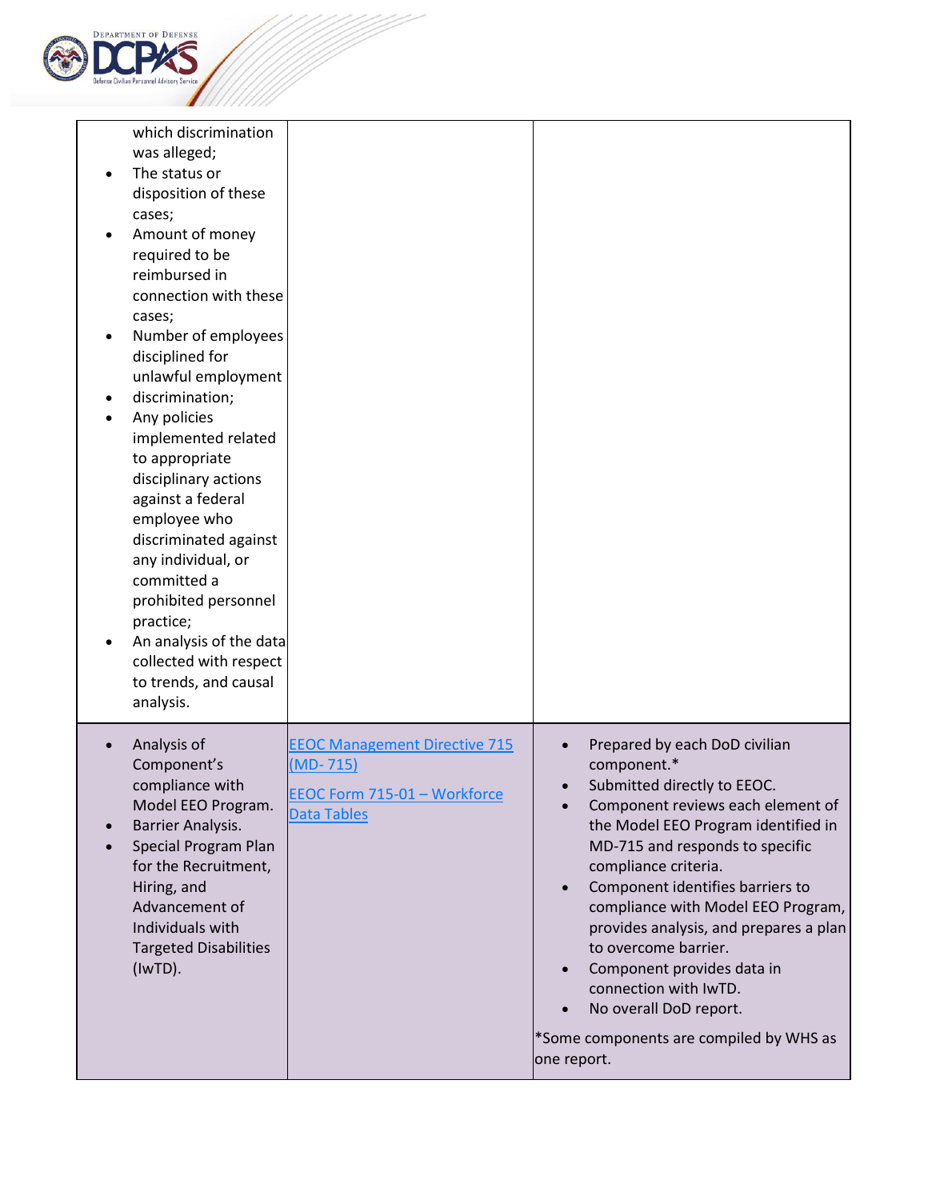| | | |
|---|---|---|
| which discrimination was alleged;<br>• The status or disposition of these cases;<br>• Amount of money required to be reimbursed in connection with these cases;<br>• Number of employees disciplined for unlawful employment<br>• discrimination;<br>• Any policies implemented related to appropriate disciplinary actions against a federal employee who discriminated against any individual, or committed a prohibited personnel practice;<br>• An analysis of the data collected with respect to trends, and causal analysis. | | |
| • Analysis of Component's compliance with Model EEO Program.<br>• Barrier Analysis.<br>• Special Program Plan for the Recruitment, Hiring, and Advancement of Individuals with Targeted Disabilities (IwTD). | [EEOC Management Directive 715 (MD- 715)]<br><br>[EEOC Form 715-01 – Workforce Data Tables] | • Prepared by each DoD civilian component.*<br>• Submitted directly to EEOC.<br>• Component reviews each element of the Model EEO Program identified in MD-715 and responds to specific compliance criteria.<br>• Component identifies barriers to compliance with Model EEO Program, provides analysis, and prepares a plan to overcome barrier.<br>• Component provides data in connection with IwTD.<br>• No overall DoD report.<br><br>*Some components are compiled by WHS as one report. |